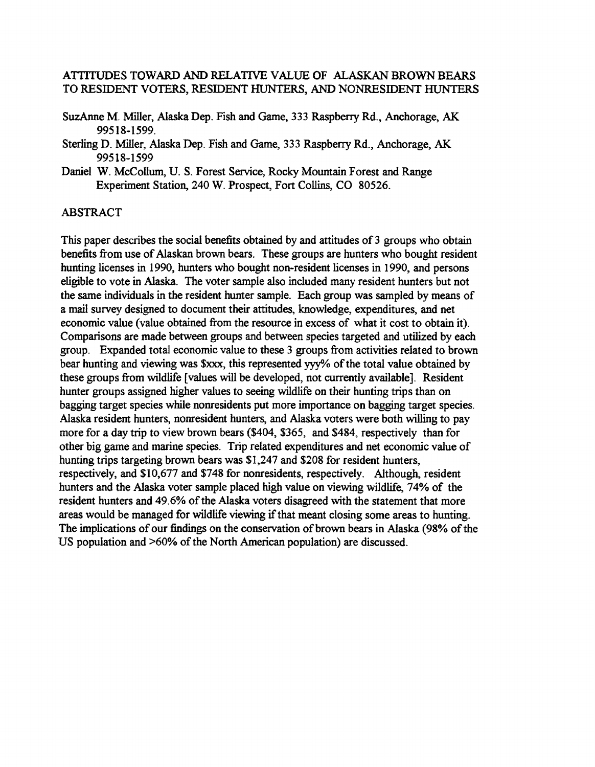# ATTITUDES TOWARD AND RELATIVE VALUE OF ALASKAN BROWN BEARS TO RESIDENT VOTERS, RESIDENT HUNTERS, AND NONRESIDENT HUNTERS

SuzAnne M. Miller, Alaska Dep. Fish and Game, 333 Raspberry Rd., Anchorage, AK 99518-1599.

Sterling D. Miller, Alaska Dep. Fish and Game, 333 Raspberry Rd., Anchorage, AK 99518-1599

Daniel W. McCollum, U. S. Forest Service, Rocky Mountain Forest and Range Experiment Station, 240 W. Prospect, Fort Collins, CO 80526.

## ABSTRACT

This paper describes the social benefits obtained by and attitudes of 3 groups who obtain benefits from use of Alaskan brown bears. These groups are hunters who bought resident hunting licenses in 1990, hunters who bought non-resident licenses in 1990, and persons eligible to vote in Alaska. The voter sample also included many resident hunters but not the same individuals in the resident hunter sample. Each group was sampled by means of a mail survey designed to document their attitudes, knowledge, expenditures, and net economic value (value obtained from the resource in excess of what it cost to obtain it). Comparisons are made between groups and between species targeted and utilized by each group. Expanded total economic value to these 3 groups from activities related to brown bear hunting and viewing was $xxx, this represented yyy% of the total value obtained by these groups from wildlife [values will be developed, not currently available]. Resident hunter groups assigned higher values to seeing wildlife on their hunting trips than on bagging target species while nonresidents put more importance on bagging target species. Alaska resident hunters, nonresident hunters, and Alaska voters were both willing to pay more for a day trip to view brown bears ($404, $365, and $484, respectively than for other big game and marine species. Trip related expenditures and net economic value of hunting trips targeting brown bears was $1,247 and $208 for resident hunters, respectively, and $10,677 and $748 for nonresidents, respectively. Although, resident hunters and the Alaska voter sample placed high value on viewing wildlife, 74% of the resident hunters and 49.6% of the Alaska voters disagreed with the statement that more areas would be managed for wildlife viewing if that meant closing some areas to hunting. The implications of our findings on the conservation of brown bears in Alaska (98% of the US population and >60% of the North American population) are discussed.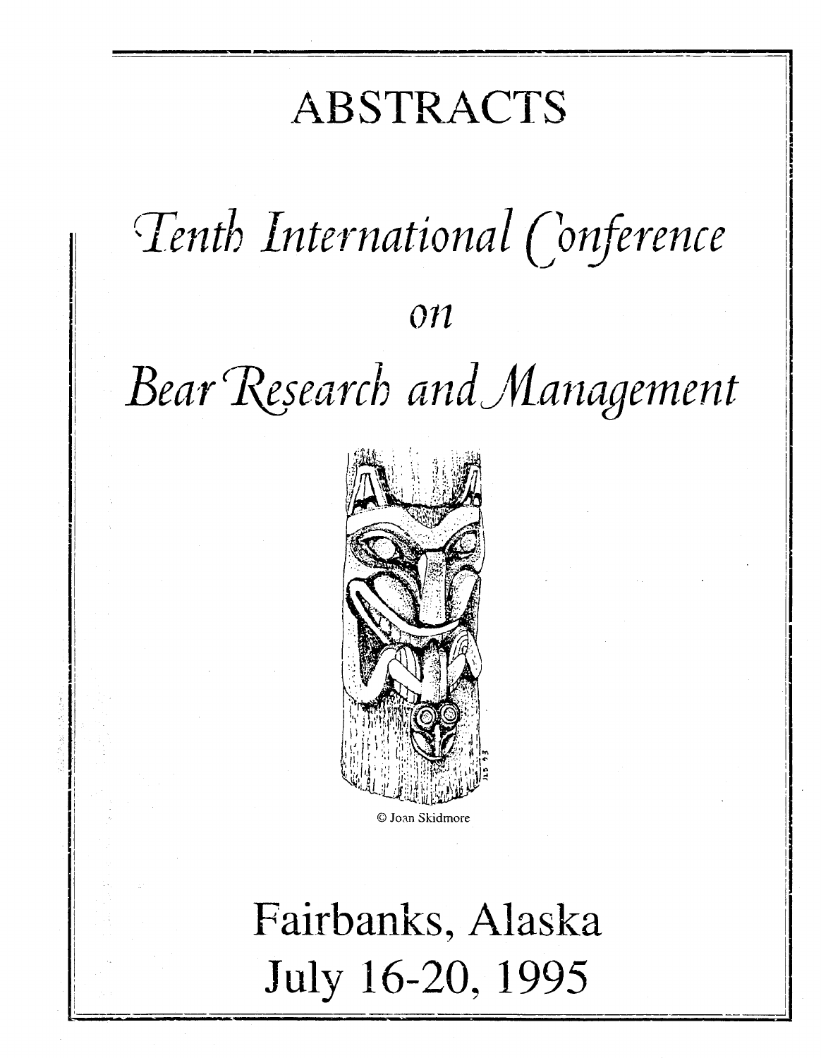# ABSTRACTS

# Tenth International Conference

on

# Bear Research and Management

© Joan Skidmore

Fairbanks, Alaska

July 16-20, 1995